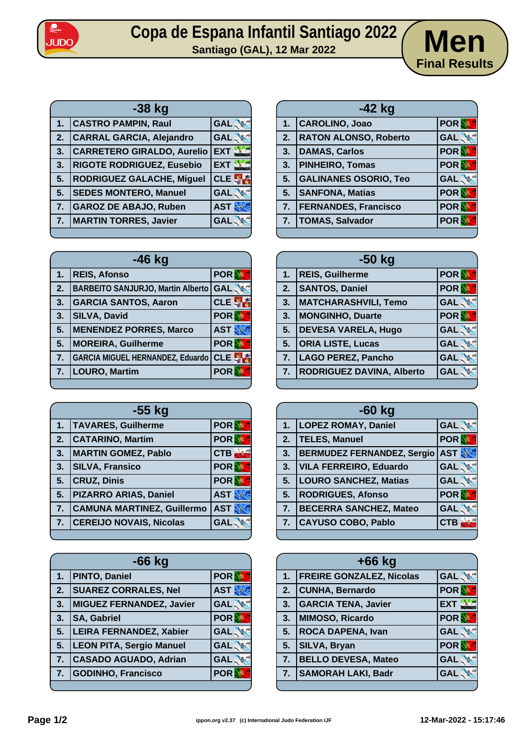# Copa de Espana Infantil Santiago 2022

**Santiago (GAL), 12 Mar 2022**

## Men
**Final Results**

| -38 kg | | |
|---|---|---|
| 1. | CASTRO PAMPIN, Raul | GAL |
| 2. | CARRAL GARCIA, Alejandro | GAL |
| 3. | CARRETERO GIRALDO, Aurelio | EXT |
| 3. | RIGOTE RODRIGUEZ, Eusebio | EXT |
| 5. | RODRIGUEZ GALACHE, Miguel | CLE |
| 5. | SEDES MONTERO, Manuel | GAL |
| 7. | GAROZ DE ABAJO, Ruben | AST |
| 7. | MARTIN TORRES, Javier | GAL |

| -42 kg | | |
|---|---|---|
| 1. | CAROLINO, Joao | POR |
| 2. | RATON ALONSO, Roberto | GAL |
| 3. | DAMAS, Carlos | POR |
| 3. | PINHEIRO, Tomas | POR |
| 5. | GALINANES OSORIO, Teo | GAL |
| 5. | SANFONA, Matias | POR |
| 7. | FERNANDES, Francisco | POR |
| 7. | TOMAS, Salvador | POR |

| -46 kg | | |
|---|---|---|
| 1. | REIS, Afonso | POR |
| 2. | BARBEITO SANJURJO, Martin Alberto | GAL |
| 3. | GARCIA SANTOS, Aaron | CLE |
| 3. | SILVA, David | POR |
| 5. | MENENDEZ PORRES, Marco | AST |
| 5. | MOREIRA, Guilherme | POR |
| 7. | GARCIA MIGUEL HERNANDEZ, Eduardo | CLE |
| 7. | LOURO, Martim | POR |

| -50 kg | | |
|---|---|---|
| 1. | REIS, Guilherme | POR |
| 2. | SANTOS, Daniel | POR |
| 3. | MATCHARASHVILI, Temo | GAL |
| 3. | MONGINHO, Duarte | POR |
| 5. | DEVESA VARELA, Hugo | GAL |
| 5. | ORIA LISTE, Lucas | GAL |
| 7. | LAGO PEREZ, Pancho | GAL |
| 7. | RODRIGUEZ DAVINA, Alberto | GAL |

| -55 kg | | |
|---|---|---|
| 1. | TAVARES, Guilherme | POR |
| 2. | CATARINO, Martim | POR |
| 3. | MARTIN GOMEZ, Pablo | CTB |
| 3. | SILVA, Fransico | POR |
| 5. | CRUZ, Dinis | POR |
| 5. | PIZARRO ARIAS, Daniel | AST |
| 7. | CAMUNA MARTINEZ, Guillermo | AST |
| 7. | CEREIJO NOVAIS, Nicolas | GAL |

| -60 kg | | |
|---|---|---|
| 1. | LOPEZ ROMAY, Daniel | GAL |
| 2. | TELES, Manuel | POR |
| 3. | BERMUDEZ FERNANDEZ, Sergio | AST |
| 3. | VILA FERREIRO, Eduardo | GAL |
| 5. | LOURO SANCHEZ, Matias | GAL |
| 5. | RODRIGUES, Afonso | POR |
| 7. | BECERRA SANCHEZ, Mateo | GAL |
| 7. | CAYUSO COBO, Pablo | CTB |

| -66 kg | | |
|---|---|---|
| 1. | PINTO, Daniel | POR |
| 2. | SUAREZ CORRALES, Nel | AST |
| 3. | MIGUEZ FERNANDEZ, Javier | GAL |
| 3. | SA, Gabriel | POR |
| 5. | LEIRA FERNANDEZ, Xabier | GAL |
| 5. | LEON PITA, Sergio Manuel | GAL |
| 7. | CASADO AGUADO, Adrian | GAL |
| 7. | GODINHO, Francisco | POR |

| +66 kg | | |
|---|---|---|
| 1. | FREIRE GONZALEZ, Nicolas | GAL |
| 2. | CUNHA, Bernardo | POR |
| 3. | GARCIA TENA, Javier | EXT |
| 3. | MIMOSO, Ricardo | POR |
| 5. | ROCA DAPENA, Ivan | GAL |
| 5. | SILVA, Bryan | POR |
| 7. | BELLO DEVESA, Mateo | GAL |
| 7. | SAMORAH LAKI, Badr | GAL |

ippon.org v2.37 (c) International Judo Federation IJF

12-Mar-2022 - 15:17:46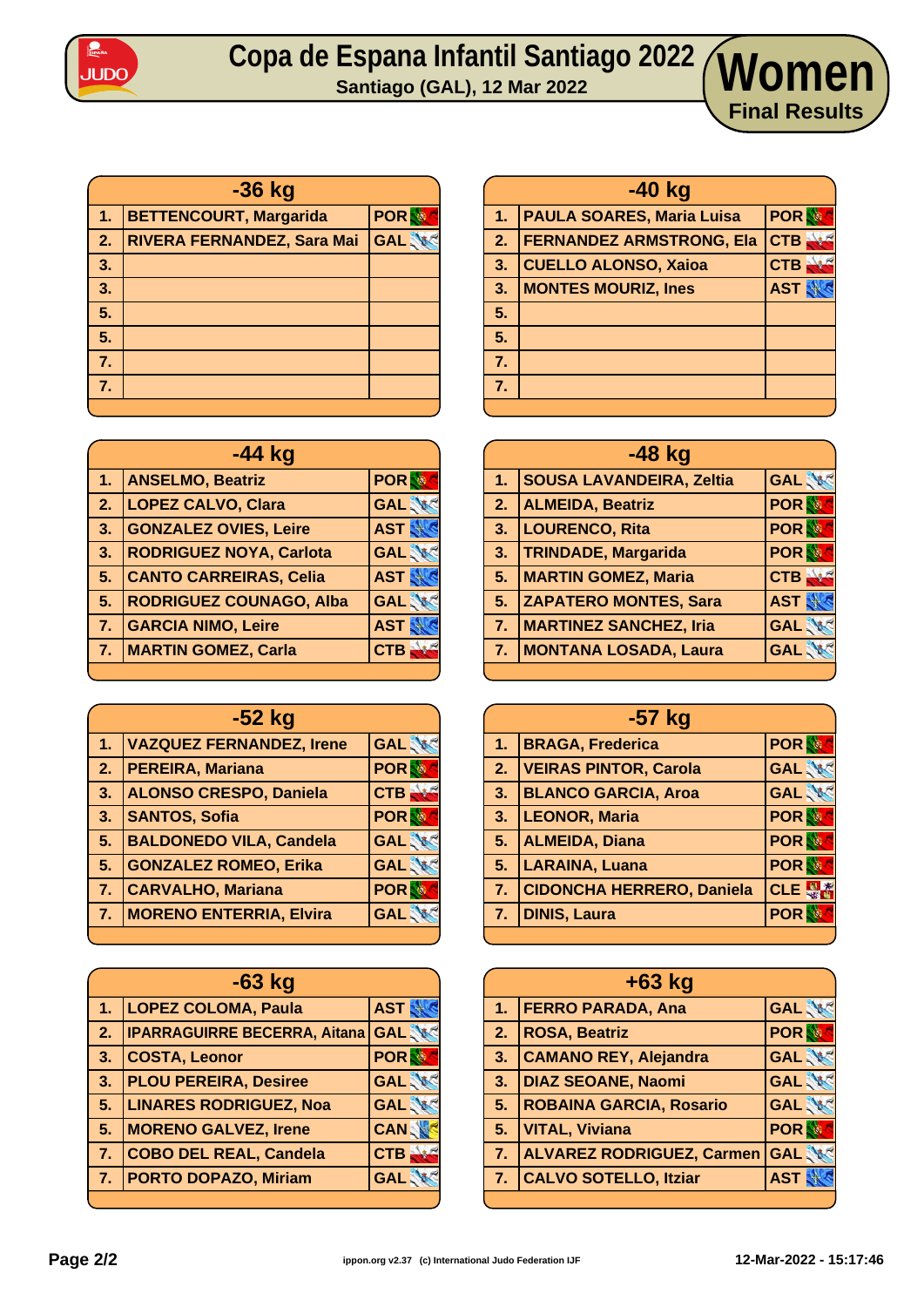# Copa de Espana Infantil Santiago 2022

**Santiago (GAL), 12 Mar 2022**

## Women

**Final Results**

| -36 kg | | |
|---|---|---|
| 1. | BETTENCOURT, Margarida | POR |
| 2. | RIVERA FERNANDEZ, Sara Mai | GAL |
| 3. | | |
| 3. | | |
| 5. | | |
| 5. | | |
| 7. | | |
| 7. | | |

| -40 kg | | |
|---|---|---|
| 1. | PAULA SOARES, Maria Luisa | POR |
| 2. | FERNANDEZ ARMSTRONG, Ela | CTB |
| 3. | CUELLO ALONSO, Xaioa | CTB |
| 3. | MONTES MOURIZ, Ines | AST |
| 5. | | |
| 5. | | |
| 7. | | |
| 7. | | |

| -44 kg | | |
|---|---|---|
| 1. | ANSELMO, Beatriz | POR |
| 2. | LOPEZ CALVO, Clara | GAL |
| 3. | GONZALEZ OVIES, Leire | AST |
| 3. | RODRIGUEZ NOYA, Carlota | GAL |
| 5. | CANTO CARREIRAS, Celia | AST |
| 5. | RODRIGUEZ COUNAGO, Alba | GAL |
| 7. | GARCIA NIMO, Leire | AST |
| 7. | MARTIN GOMEZ, Carla | CTB |

| -48 kg | | |
|---|---|---|
| 1. | SOUSA LAVANDEIRA, Zeltia | GAL |
| 2. | ALMEIDA, Beatriz | POR |
| 3. | LOURENCO, Rita | POR |
| 3. | TRINDADE, Margarida | POR |
| 5. | MARTIN GOMEZ, Maria | CTB |
| 5. | ZAPATERO MONTES, Sara | AST |
| 7. | MARTINEZ SANCHEZ, Iria | GAL |
| 7. | MONTANA LOSADA, Laura | GAL |

| -52 kg | | |
|---|---|---|
| 1. | VAZQUEZ FERNANDEZ, Irene | GAL |
| 2. | PEREIRA, Mariana | POR |
| 3. | ALONSO CRESPO, Daniela | CTB |
| 3. | SANTOS, Sofia | POR |
| 5. | BALDONEDO VILA, Candela | GAL |
| 5. | GONZALEZ ROMEO, Erika | GAL |
| 7. | CARVALHO, Mariana | POR |
| 7. | MORENO ENTERRIA, Elvira | GAL |

| -57 kg | | |
|---|---|---|
| 1. | BRAGA, Frederica | POR |
| 2. | VEIRAS PINTOR, Carola | GAL |
| 3. | BLANCO GARCIA, Aroa | GAL |
| 3. | LEONOR, Maria | POR |
| 5. | ALMEIDA, Diana | POR |
| 5. | LARAINA, Luana | POR |
| 7. | CIDONCHA HERRERO, Daniela | CLE |
| 7. | DINIS, Laura | POR |

| -63 kg | | |
|---|---|---|
| 1. | LOPEZ COLOMA, Paula | AST |
| 2. | IPARRAGUIRRE BECERRA, Aitana | GAL |
| 3. | COSTA, Leonor | POR |
| 3. | PLOU PEREIRA, Desiree | GAL |
| 5. | LINARES RODRIGUEZ, Noa | GAL |
| 5. | MORENO GALVEZ, Irene | CAN |
| 7. | COBO DEL REAL, Candela | CTB |
| 7. | PORTO DOPAZO, Miriam | GAL |

| +63 kg | | |
|---|---|---|
| 1. | FERRO PARADA, Ana | GAL |
| 2. | ROSA, Beatriz | POR |
| 3. | CAMANO REY, Alejandra | GAL |
| 3. | DIAZ SEOANE, Naomi | GAL |
| 5. | ROBAINA GARCIA, Rosario | GAL |
| 5. | VITAL, Viviana | POR |
| 7. | ALVAREZ RODRIGUEZ, Carmen | GAL |
| 7. | CALVO SOTELLO, Itziar | AST |

ippon.org v2.37 (c) International Judo Federation IJF

12-Mar-2022 - 15:17:46